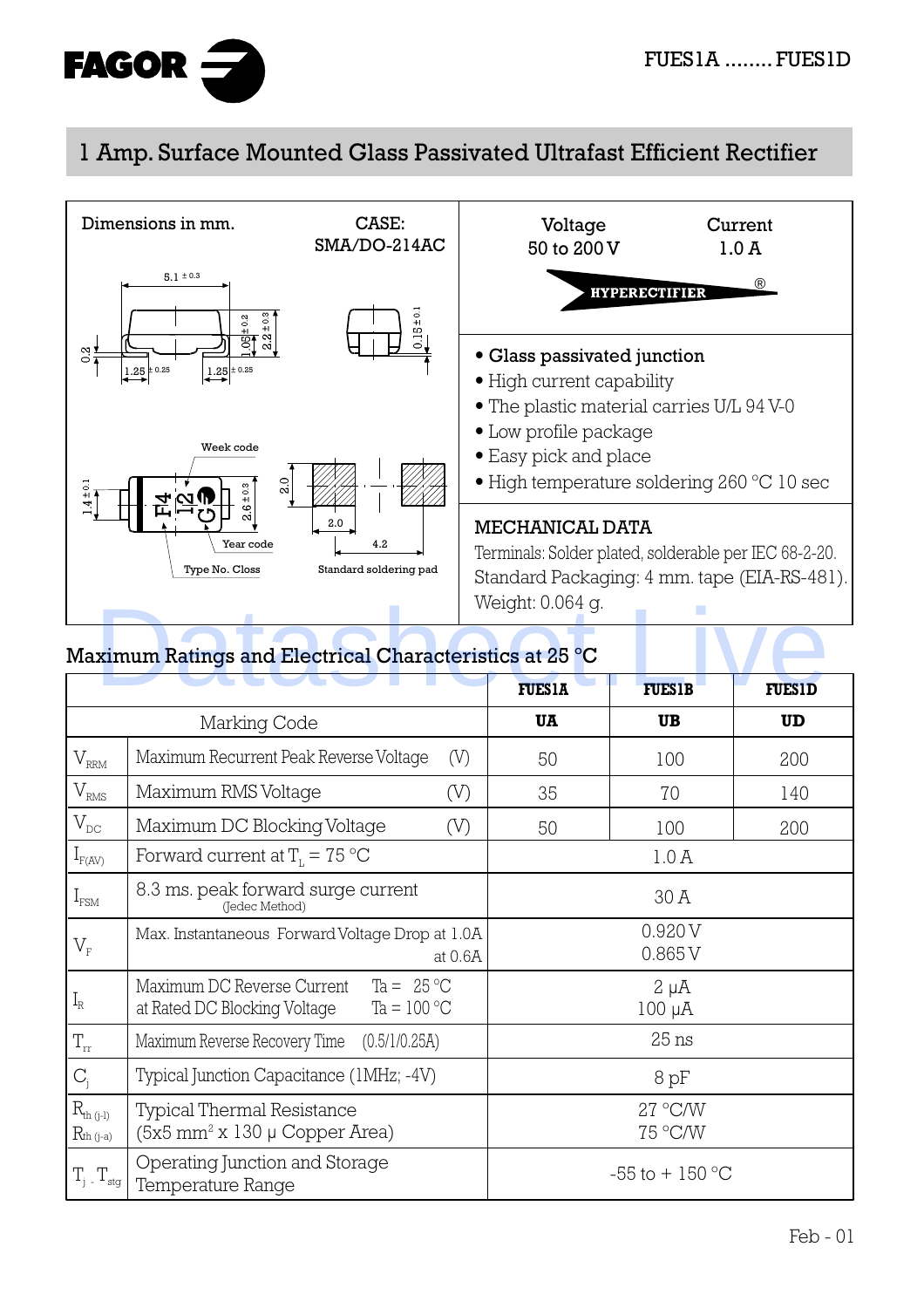FAGOR

FUES1A ........ FUES1D

# 1 Amp. Surface Mounted Glass Passivated Ultrafast Efficient Rectifier

Dimensions in mm.

CASE: SMA/DO-214AC

5.1 ± 0.3 | 1.05 ± 0.2 | 2.2 ± 0.3 | 0.2 | 1.25 ± 0.25 | 1.25 ± 0.25 | 0.15 ± 0.1

Week code | 1.4 ± 0.1 | 2.6 ± 0.3 | Year code | Type No. Class | 2.0 | 2.0 | 4.2 | Standard soldering pad

Voltage 50 to 200 V

Current 1.0 A

HYPERECTIFIER®

- **Glass passivated junction**
- High current capability
- The plastic material carries U/L 94 V-0
- Low profile package
- Easy pick and place
- High temperature soldering 260 °C 10 sec

## MECHANICAL DATA

Terminals: Solder plated, solderable per IEC 68-2-20.

Standard Packaging: 4 mm. tape (EIA-RS-481).

Weight: 0.064 g.

## Maximum Ratings and Electrical Characteristics at 25 °C

| | | FUES1A | FUES1B | FUES1D |
|---|---|---|---|---|
| | Marking Code | **UA** | **UB** | **UD** |
| $V_{RRM}$ | Maximum Recurrent Peak Reverse Voltage (V) | 50 | 100 | 200 |
| $V_{RMS}$ | Maximum RMS Voltage (V) | 35 | 70 | 140 |
| $V_{DC}$ | Maximum DC Blocking Voltage (V) | 50 | 100 | 200 |
| $I_{F(AV)}$ | Forward current at $T_L$ = 75 °C | 1.0 A | | |
| $I_{FSM}$ | 8.3 ms. peak forward surge current (Jedec Method) | 30 A | | |
| $V_F$ | Max. Instantaneous Forward Voltage Drop at 1.0A / at 0.6A | 0.920 V / 0.865 V | | |
| $I_R$ | Maximum DC Reverse Current at Rated DC Blocking Voltage, Ta = 25 °C / Ta = 100 °C | 2 µA / 100 µA | | |
| $T_{rr}$ | Maximum Reverse Recovery Time (0.5/1/0.25A) | 25 ns | | |
| $C_j$ | Typical Junction Capacitance (1MHz; -4V) | 8 pF | | |
| $R_{th\ (j-l)}$ / $R_{th\ (j-a)}$ | Typical Thermal Resistance (5x5 mm$^2$ x 130 µ Copper Area) | 27 °C/W / 75 °C/W | | |
| $T_j$ - $T_{stg}$ | Operating Junction and Storage Temperature Range | -55 to + 150 °C | | |

Feb - 01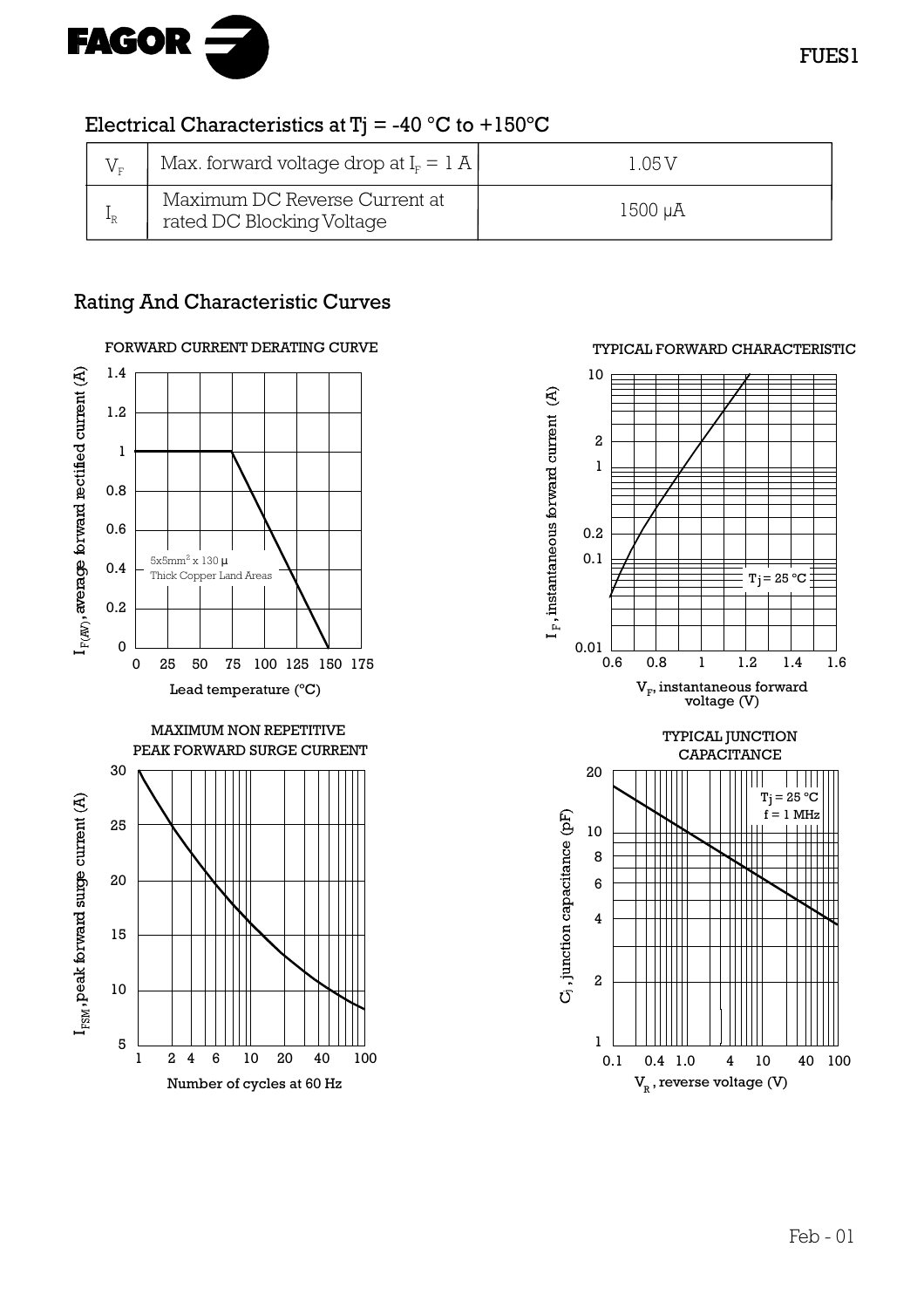## Electrical Characteristics at Tj = -40 °C to +150°C

| | | |
|---|---|---|
| $V_F$ | Max. forward voltage drop at $I_F$ = 1 A | 1.05 V |
| $I_R$ | Maximum DC Reverse Current at rated DC Blocking Voltage | 1500 μA |

## Rating And Characteristic Curves

FORWARD CURRENT DERATING CURVE

$I_{F(AV)}$, average forward rectified current (A)

1.4
1.2
1
0.8
0.6
0.4
0.2
0

5x5mm² x 130 μ
Thick Copper Land Areas

0 25 50 75 100 125 150 175

Lead temperature (°C)

TYPICAL FORWARD CHARACTERISTIC

$I_F$, instantaneous forward current (A)

10
2
1
0.2
0.1
0.01

Tj = 25 °C

0.6 0.8 1 1.2 1.4 1.6

$V_F$, instantaneous forward voltage (V)

MAXIMUM NON REPETITIVE PEAK FORWARD SURGE CURRENT

$I_{FSM}$, peak forward surge current (A)

30
25
20
15
10
5

1 2 4 6 10 20 40 100

Number of cycles at 60 Hz

TYPICAL JUNCTION CAPACITANCE

$C_j$, junction capacitance (pF)

20
10
8
6
4
2
1

Tj = 25 °C
f = 1 MHz

0.1 0.4 1.0 4 10 40 100

$V_R$, reverse voltage (V)

Feb - 01